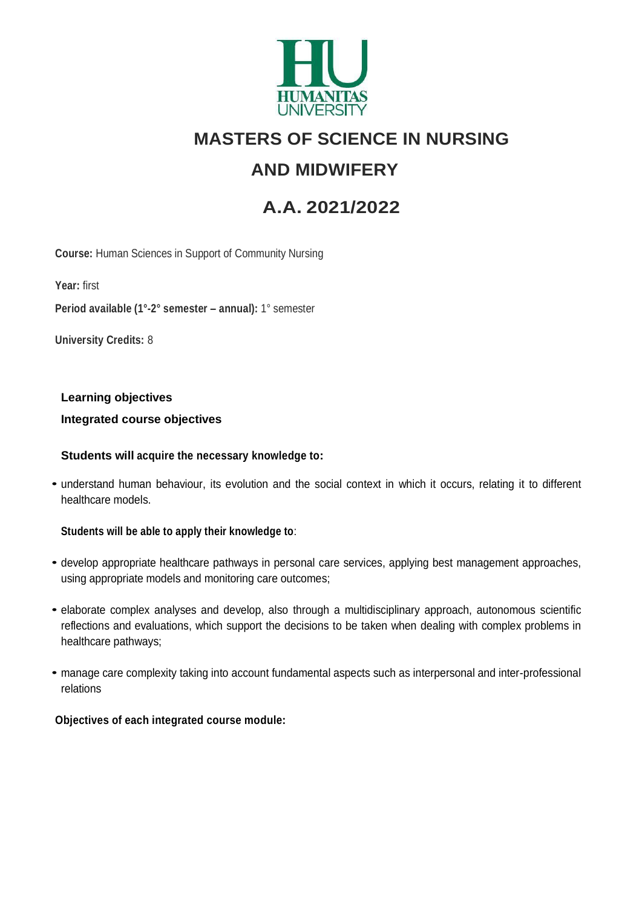HUMANITAS UNIVERSITY

# MASTERS OF SCIENCE IN NURSING AND MIDWIFERY

# A.A. 2021/2022

**Course:** Human Sciences in Support of Community Nursing

**Year:** first

**Period available (1°-2° semester – annual):** 1° semester

**University Credits:** 8

### Learning objectives

### Integrated course objectives

**Students will acquire the necessary knowledge to:**

- understand human behaviour, its evolution and the social context in which it occurs, relating it to different healthcare models.

**Students will be able to apply their knowledge to**:

- develop appropriate healthcare pathways in personal care services, applying best management approaches, using appropriate models and monitoring care outcomes;
- elaborate complex analyses and develop, also through a multidisciplinary approach, autonomous scientific reflections and evaluations, which support the decisions to be taken when dealing with complex problems in healthcare pathways;
- manage care complexity taking into account fundamental aspects such as interpersonal and inter-professional relations

**Objectives of each integrated course module:**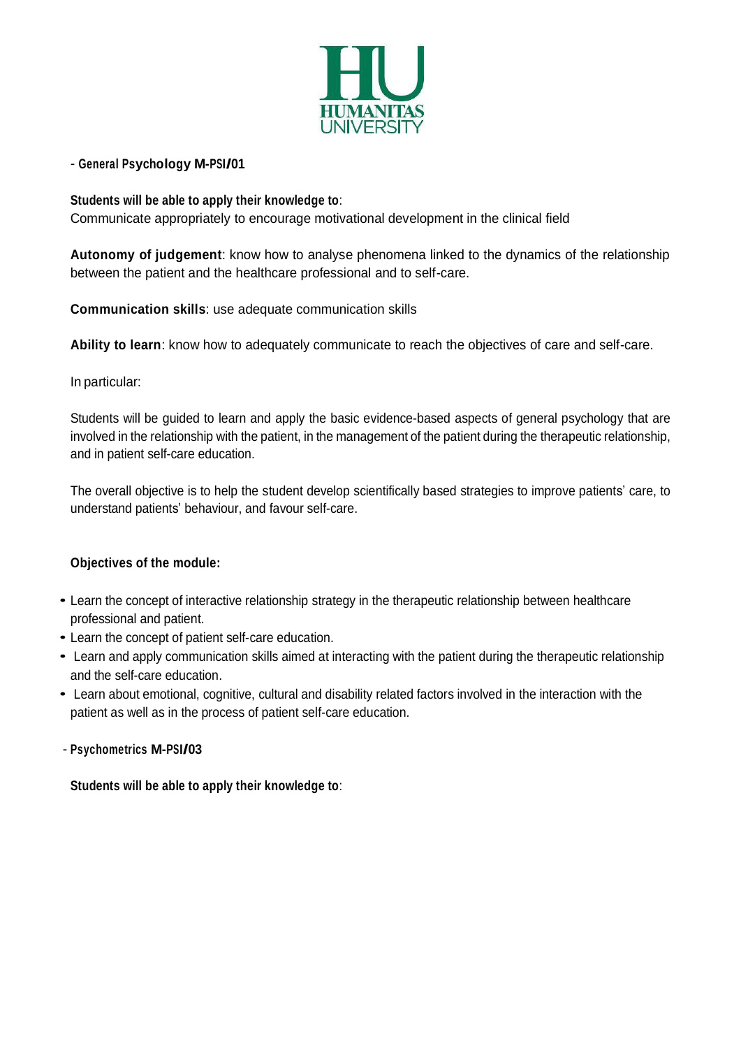- **General Psychology M-PSI/01**

**Students will be able to apply their knowledge to**:
Communicate appropriately to encourage motivational development in the clinical field

**Autonomy of judgement**: know how to analyse phenomena linked to the dynamics of the relationship between the patient and the healthcare professional and to self-care.

**Communication skills**: use adequate communication skills

**Ability to learn**: know how to adequately communicate to reach the objectives of care and self-care.

In particular:

Students will be guided to learn and apply the basic evidence-based aspects of general psychology that are involved in the relationship with the patient, in the management of the patient during the therapeutic relationship, and in patient self-care education.

The overall objective is to help the student develop scientifically based strategies to improve patients' care, to understand patients' behaviour, and favour self-care.

**Objectives of the module:**

- Learn the concept of interactive relationship strategy in the therapeutic relationship between healthcare professional and patient.
- Learn the concept of patient self-care education.
- Learn and apply communication skills aimed at interacting with the patient during the therapeutic relationship and the self-care education.
- Learn about emotional, cognitive, cultural and disability related factors involved in the interaction with the patient as well as in the process of patient self-care education.

- **Psychometrics M-PSI/03**

**Students will be able to apply their knowledge to**: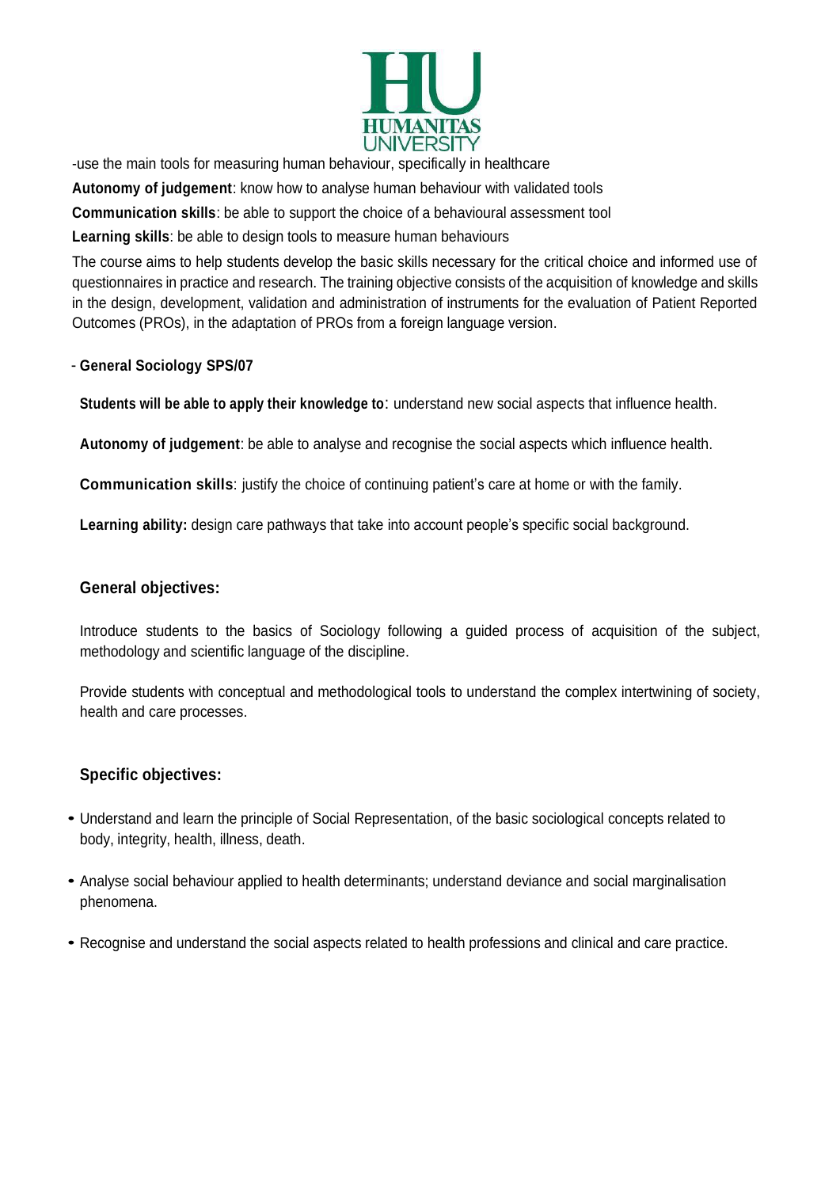-use the main tools for measuring human behaviour, specifically in healthcare

**Autonomy of judgement**: know how to analyse human behaviour with validated tools

**Communication skills**: be able to support the choice of a behavioural assessment tool

**Learning skills**: be able to design tools to measure human behaviours

The course aims to help students develop the basic skills necessary for the critical choice and informed use of questionnaires in practice and research. The training objective consists of the acquisition of knowledge and skills in the design, development, validation and administration of instruments for the evaluation of Patient Reported Outcomes (PROs), in the adaptation of PROs from a foreign language version.

- **General Sociology SPS/07**

**Students will be able to apply their knowledge to**: understand new social aspects that influence health.

**Autonomy of judgement**: be able to analyse and recognise the social aspects which influence health.

**Communication skills**: justify the choice of continuing patient's care at home or with the family.

**Learning ability:** design care pathways that take into account people's specific social background.

### General objectives:

Introduce students to the basics of Sociology following a guided process of acquisition of the subject, methodology and scientific language of the discipline.

Provide students with conceptual and methodological tools to understand the complex intertwining of society, health and care processes.

### Specific objectives:

- Understand and learn the principle of Social Representation, of the basic sociological concepts related to body, integrity, health, illness, death.
- Analyse social behaviour applied to health determinants; understand deviance and social marginalisation phenomena.
- Recognise and understand the social aspects related to health professions and clinical and care practice.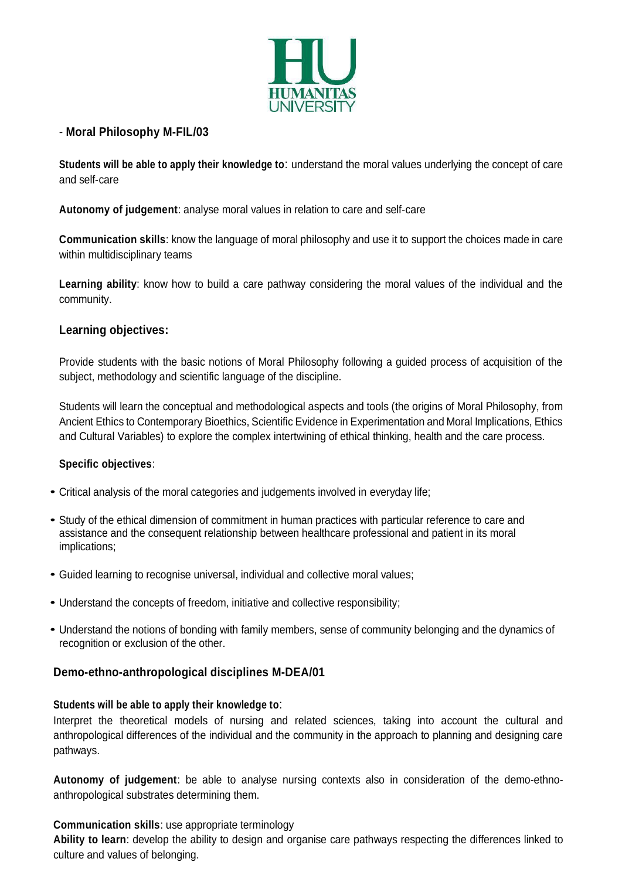- **Moral Philosophy M-FIL/03**

**Students will be able to apply their knowledge to**: understand the moral values underlying the concept of care and self-care

**Autonomy of judgement**: analyse moral values in relation to care and self-care

**Communication skills**: know the language of moral philosophy and use it to support the choices made in care within multidisciplinary teams

**Learning ability**: know how to build a care pathway considering the moral values of the individual and the community.

### Learning objectives:

Provide students with the basic notions of Moral Philosophy following a guided process of acquisition of the subject, methodology and scientific language of the discipline.

Students will learn the conceptual and methodological aspects and tools (the origins of Moral Philosophy, from Ancient Ethics to Contemporary Bioethics, Scientific Evidence in Experimentation and Moral Implications, Ethics and Cultural Variables) to explore the complex intertwining of ethical thinking, health and the care process.

**Specific objectives**:

- Critical analysis of the moral categories and judgements involved in everyday life;
- Study of the ethical dimension of commitment in human practices with particular reference to care and assistance and the consequent relationship between healthcare professional and patient in its moral implications;
- Guided learning to recognise universal, individual and collective moral values;
- Understand the concepts of freedom, initiative and collective responsibility;
- Understand the notions of bonding with family members, sense of community belonging and the dynamics of recognition or exclusion of the other.

### Demo-ethno-anthropological disciplines M-DEA/01

**Students will be able to apply their knowledge to**:
Interpret the theoretical models of nursing and related sciences, taking into account the cultural and anthropological differences of the individual and the community in the approach to planning and designing care pathways.

**Autonomy of judgement**: be able to analyse nursing contexts also in consideration of the demo-ethno-anthropological substrates determining them.

**Communication skills**: use appropriate terminology
**Ability to learn**: develop the ability to design and organise care pathways respecting the differences linked to culture and values of belonging.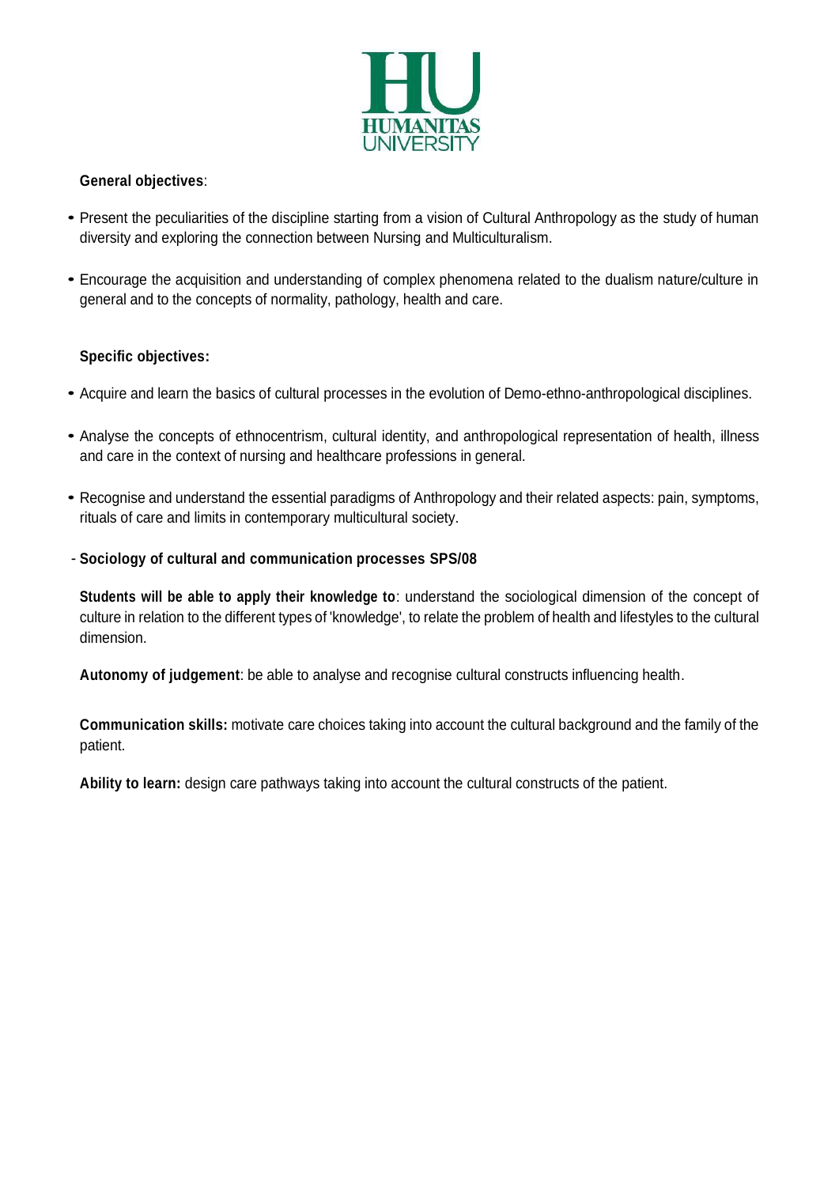**General objectives**:

- Present the peculiarities of the discipline starting from a vision of Cultural Anthropology as the study of human diversity and exploring the connection between Nursing and Multiculturalism.
- Encourage the acquisition and understanding of complex phenomena related to the dualism nature/culture in general and to the concepts of normality, pathology, health and care.

**Specific objectives:**

- Acquire and learn the basics of cultural processes in the evolution of Demo-ethno-anthropological disciplines.
- Analyse the concepts of ethnocentrism, cultural identity, and anthropological representation of health, illness and care in the context of nursing and healthcare professions in general.
- Recognise and understand the essential paradigms of Anthropology and their related aspects: pain, symptoms, rituals of care and limits in contemporary multicultural society.

- **Sociology of cultural and communication processes SPS/08**

**Students will be able to apply their knowledge to**: understand the sociological dimension of the concept of culture in relation to the different types of 'knowledge', to relate the problem of health and lifestyles to the cultural dimension.

**Autonomy of judgement**: be able to analyse and recognise cultural constructs influencing health.

**Communication skills:** motivate care choices taking into account the cultural background and the family of the patient.

**Ability to learn:** design care pathways taking into account the cultural constructs of the patient.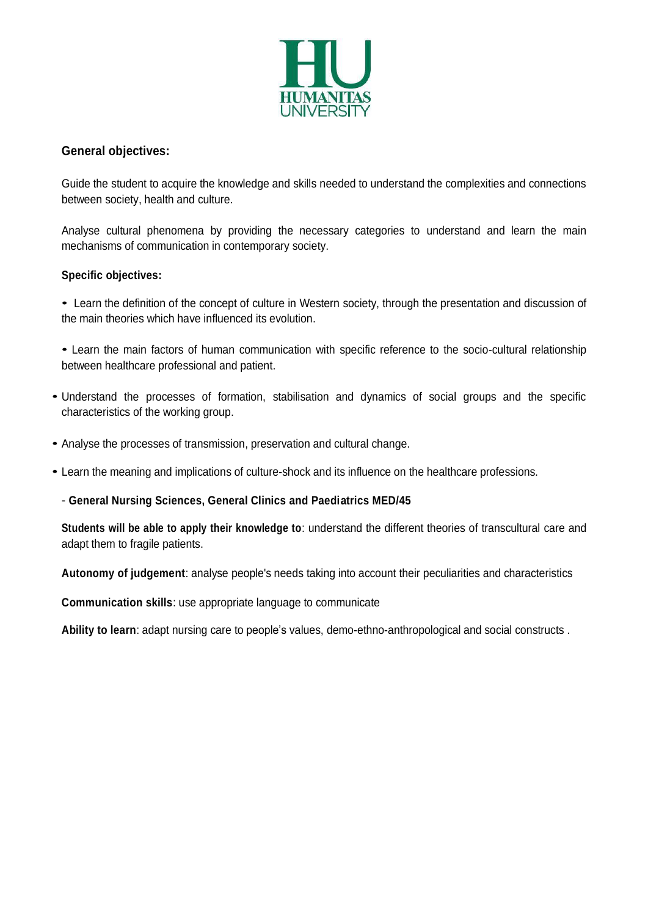**General objectives:**

Guide the student to acquire the knowledge and skills needed to understand the complexities and connections between society, health and culture.

Analyse cultural phenomena by providing the necessary categories to understand and learn the main mechanisms of communication in contemporary society.

**Specific objectives:**

- Learn the definition of the concept of culture in Western society, through the presentation and discussion of the main theories which have influenced its evolution.
- Learn the main factors of human communication with specific reference to the socio-cultural relationship between healthcare professional and patient.
- Understand the processes of formation, stabilisation and dynamics of social groups and the specific characteristics of the working group.
- Analyse the processes of transmission, preservation and cultural change.
- Learn the meaning and implications of culture-shock and its influence on the healthcare professions.

\- **General Nursing Sciences, General Clinics and Paediatrics MED/45**

**Students will be able to apply their knowledge to**: understand the different theories of transcultural care and adapt them to fragile patients.

**Autonomy of judgement**: analyse people's needs taking into account their peculiarities and characteristics

**Communication skills**: use appropriate language to communicate

**Ability to learn**: adapt nursing care to people's values, demo-ethno-anthropological and social constructs .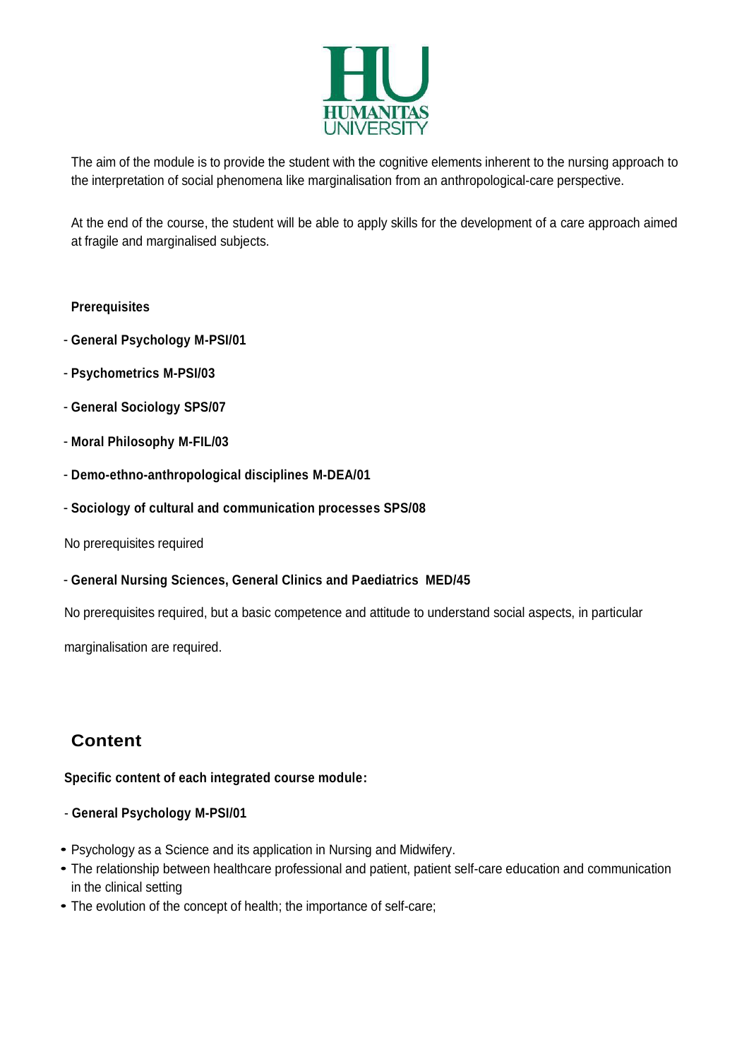The aim of the module is to provide the student with the cognitive elements inherent to the nursing approach to the interpretation of social phenomena like marginalisation from an anthropological-care perspective.

At the end of the course, the student will be able to apply skills for the development of a care approach aimed at fragile and marginalised subjects.

**Prerequisites**

- **General Psychology M-PSI/01**
- **Psychometrics M-PSI/03**
- **General Sociology SPS/07**
- **Moral Philosophy M-FIL/03**
- **Demo-ethno-anthropological disciplines M-DEA/01**
- **Sociology of cultural and communication processes SPS/08**

No prerequisites required

- **General Nursing Sciences, General Clinics and Paediatrics MED/45**

No prerequisites required, but a basic competence and attitude to understand social aspects, in particular

marginalisation are required.

## Content

**Specific content of each integrated course module:**

- **General Psychology M-PSI/01**

- Psychology as a Science and its application in Nursing and Midwifery.
- The relationship between healthcare professional and patient, patient self-care education and communication in the clinical setting
- The evolution of the concept of health; the importance of self-care;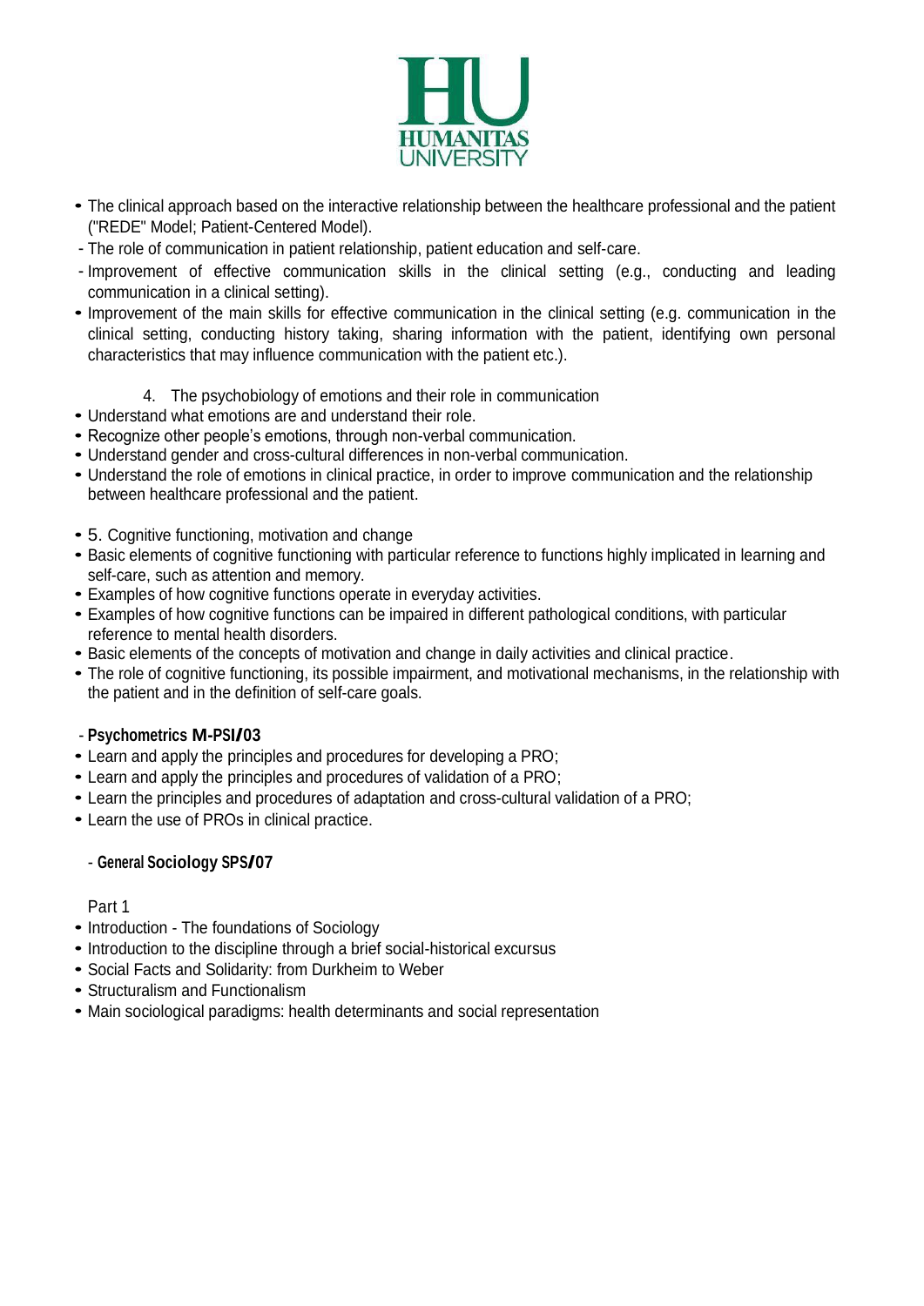- The clinical approach based on the interactive relationship between the healthcare professional and the patient ("REDE" Model; Patient-Centered Model).
- The role of communication in patient relationship, patient education and self-care.
- Improvement of effective communication skills in the clinical setting (e.g., conducting and leading communication in a clinical setting).
- Improvement of the main skills for effective communication in the clinical setting (e.g. communication in the clinical setting, conducting history taking, sharing information with the patient, identifying own personal characteristics that may influence communication with the patient etc.).

4. The psychobiology of emotions and their role in communication

- Understand what emotions are and understand their role.
- Recognize other people's emotions, through non-verbal communication.
- Understand gender and cross-cultural differences in non-verbal communication.
- Understand the role of emotions in clinical practice, in order to improve communication and the relationship between healthcare professional and the patient.

- 5. Cognitive functioning, motivation and change
- Basic elements of cognitive functioning with particular reference to functions highly implicated in learning and self-care, such as attention and memory.
- Examples of how cognitive functions operate in everyday activities.
- Examples of how cognitive functions can be impaired in different pathological conditions, with particular reference to mental health disorders.
- Basic elements of the concepts of motivation and change in daily activities and clinical practice.
- The role of cognitive functioning, its possible impairment, and motivational mechanisms, in the relationship with the patient and in the definition of self-care goals.

- **Psychometrics M-PSI/03**
- Learn and apply the principles and procedures for developing a PRO;
- Learn and apply the principles and procedures of validation of a PRO;
- Learn the principles and procedures of adaptation and cross-cultural validation of a PRO;
- Learn the use of PROs in clinical practice.

- **General Sociology SPS/07**

Part 1

- Introduction - The foundations of Sociology
- Introduction to the discipline through a brief social-historical excursus
- Social Facts and Solidarity: from Durkheim to Weber
- Structuralism and Functionalism
- Main sociological paradigms: health determinants and social representation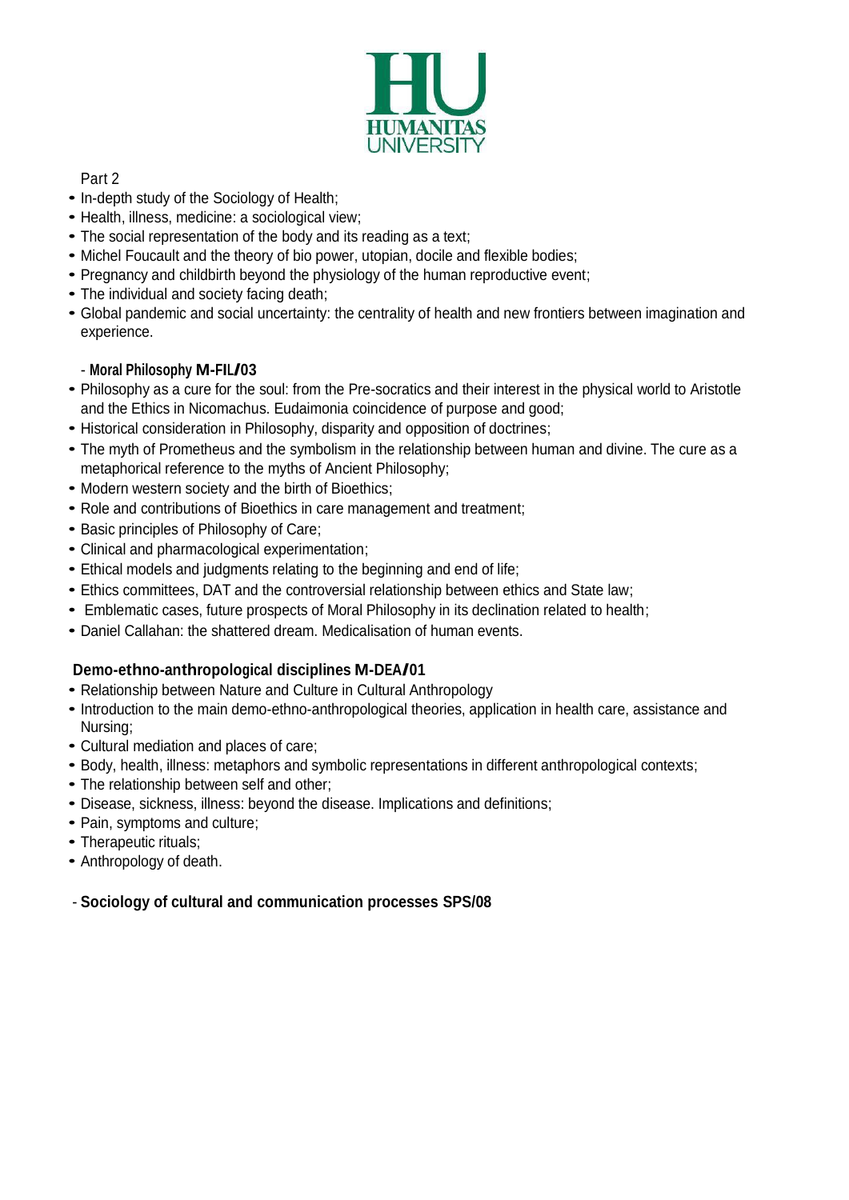Part 2

- In-depth study of the Sociology of Health;
- Health, illness, medicine: a sociological view;
- The social representation of the body and its reading as a text;
- Michel Foucault and the theory of bio power, utopian, docile and flexible bodies;
- Pregnancy and childbirth beyond the physiology of the human reproductive event;
- The individual and society facing death;
- Global pandemic and social uncertainty: the centrality of health and new frontiers between imagination and experience.

- **Moral Philosophy M-FIL/03**

- Philosophy as a cure for the soul: from the Pre-socratics and their interest in the physical world to Aristotle and the Ethics in Nicomachus. Eudaimonia coincidence of purpose and good;
- Historical consideration in Philosophy, disparity and opposition of doctrines;
- The myth of Prometheus and the symbolism in the relationship between human and divine. The cure as a metaphorical reference to the myths of Ancient Philosophy;
- Modern western society and the birth of Bioethics;
- Role and contributions of Bioethics in care management and treatment;
- Basic principles of Philosophy of Care;
- Clinical and pharmacological experimentation;
- Ethical models and judgments relating to the beginning and end of life;
- Ethics committees, DAT and the controversial relationship between ethics and State law;
- Emblematic cases, future prospects of Moral Philosophy in its declination related to health;
- Daniel Callahan: the shattered dream. Medicalisation of human events.

**Demo-ethno-anthropological disciplines M-DEA/01**

- Relationship between Nature and Culture in Cultural Anthropology
- Introduction to the main demo-ethno-anthropological theories, application in health care, assistance and Nursing;
- Cultural mediation and places of care;
- Body, health, illness: metaphors and symbolic representations in different anthropological contexts;
- The relationship between self and other;
- Disease, sickness, illness: beyond the disease. Implications and definitions;
- Pain, symptoms and culture;
- Therapeutic rituals;
- Anthropology of death.

- **Sociology of cultural and communication processes SPS/08**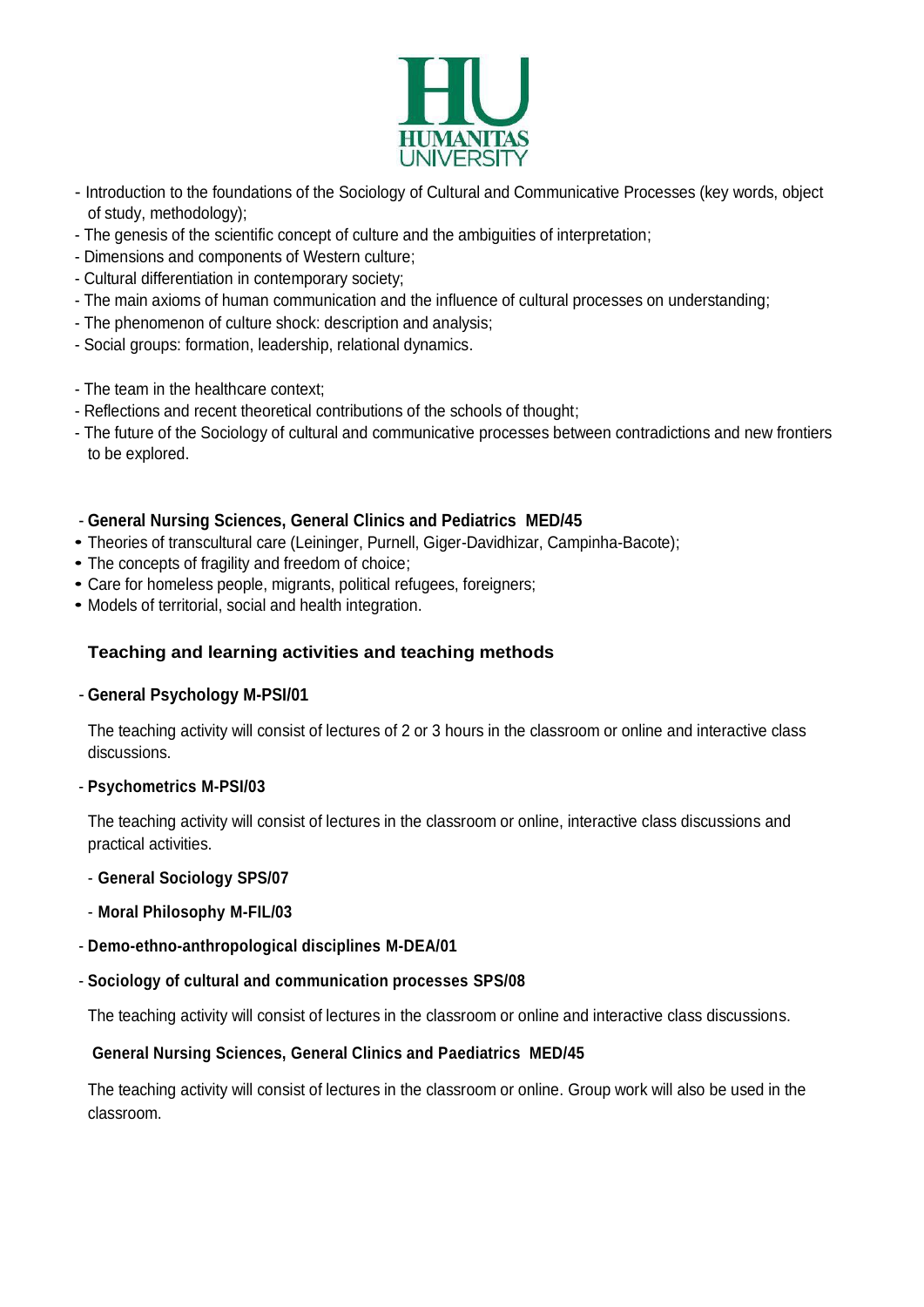- Introduction to the foundations of the Sociology of Cultural and Communicative Processes (key words, object of study, methodology);
- The genesis of the scientific concept of culture and the ambiguities of interpretation;
- Dimensions and components of Western culture;
- Cultural differentiation in contemporary society;
- The main axioms of human communication and the influence of cultural processes on understanding;
- The phenomenon of culture shock: description and analysis;
- Social groups: formation, leadership, relational dynamics.

- The team in the healthcare context;
- Reflections and recent theoretical contributions of the schools of thought;
- The future of the Sociology of cultural and communicative processes between contradictions and new frontiers to be explored.

- **General Nursing Sciences, General Clinics and Pediatrics MED/45**

- Theories of transcultural care (Leininger, Purnell, Giger-Davidhizar, Campinha-Bacote);
- The concepts of fragility and freedom of choice;
- Care for homeless people, migrants, political refugees, foreigners;
- Models of territorial, social and health integration.

## Teaching and learning activities and teaching methods

- **General Psychology M-PSI/01**

The teaching activity will consist of lectures of 2 or 3 hours in the classroom or online and interactive class discussions.

- **Psychometrics M-PSI/03**

The teaching activity will consist of lectures in the classroom or online, interactive class discussions and practical activities.

- **General Sociology SPS/07**
- **Moral Philosophy M-FIL/03**
- **Demo-ethno-anthropological disciplines M-DEA/01**
- **Sociology of cultural and communication processes SPS/08**

The teaching activity will consist of lectures in the classroom or online and interactive class discussions.

**General Nursing Sciences, General Clinics and Paediatrics MED/45**

The teaching activity will consist of lectures in the classroom or online. Group work will also be used in the classroom.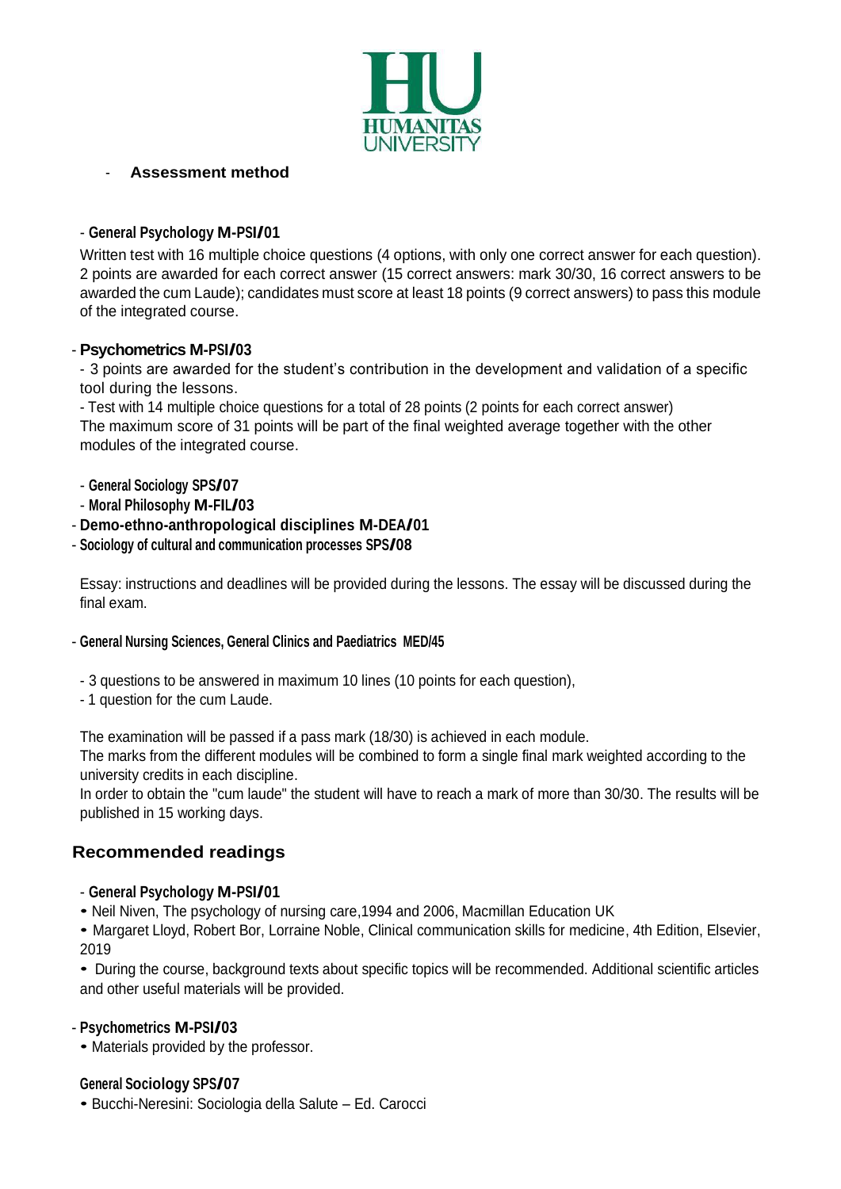- **Assessment method**

- **General Psychology M-PSI/01**

Written test with 16 multiple choice questions (4 options, with only one correct answer for each question). 2 points are awarded for each correct answer (15 correct answers: mark 30/30, 16 correct answers to be awarded the cum Laude); candidates must score at least 18 points (9 correct answers) to pass this module of the integrated course.

- **Psychometrics M-PSI/03**

- 3 points are awarded for the student's contribution in the development and validation of a specific tool during the lessons.
- Test with 14 multiple choice questions for a total of 28 points (2 points for each correct answer)

The maximum score of 31 points will be part of the final weighted average together with the other modules of the integrated course.

- **General Sociology SPS/07**
- **Moral Philosophy M-FIL/03**
- **Demo-ethno-anthropological disciplines M-DEA/01**
- **Sociology of cultural and communication processes SPS/08**

Essay: instructions and deadlines will be provided during the lessons. The essay will be discussed during the final exam.

- **General Nursing Sciences, General Clinics and Paediatrics MED/45**

- 3 questions to be answered in maximum 10 lines (10 points for each question),
- 1 question for the cum Laude.

The examination will be passed if a pass mark (18/30) is achieved in each module.
The marks from the different modules will be combined to form a single final mark weighted according to the university credits in each discipline.
In order to obtain the "cum laude" the student will have to reach a mark of more than 30/30. The results will be published in 15 working days.

## Recommended readings

- **General Psychology M-PSI/01**

- Neil Niven, The psychology of nursing care,1994 and 2006, Macmillan Education UK
- Margaret Lloyd, Robert Bor, Lorraine Noble, Clinical communication skills for medicine, 4th Edition, Elsevier, 2019
- During the course, background texts about specific topics will be recommended. Additional scientific articles and other useful materials will be provided.

- **Psychometrics M-PSI/03**

- Materials provided by the professor.

**General Sociology SPS/07**

- Bucchi-Neresini: Sociologia della Salute – Ed. Carocci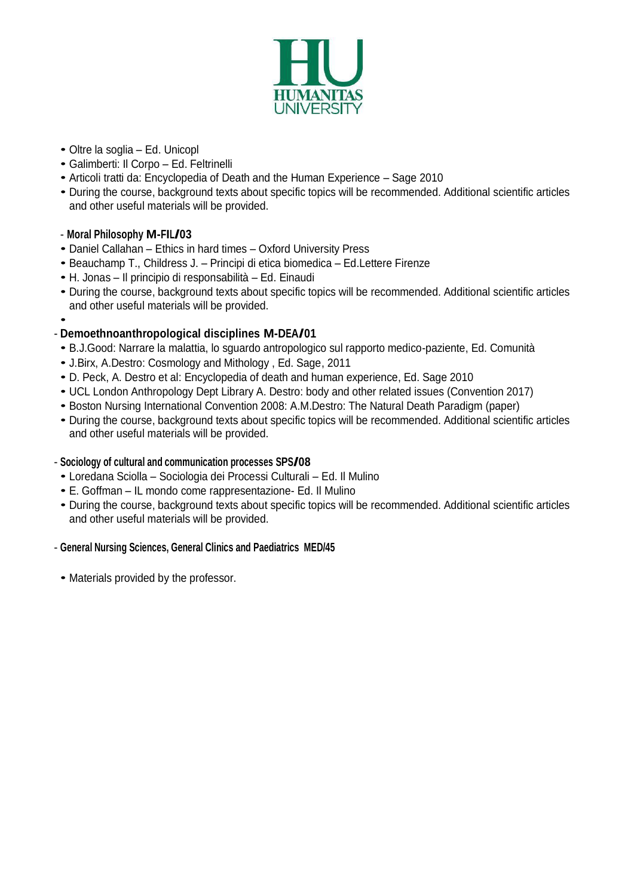- Oltre la soglia – Ed. Unicopl
- Galimberti: Il Corpo – Ed. Feltrinelli
- Articoli tratti da: Encyclopedia of Death and the Human Experience – Sage 2010
- During the course, background texts about specific topics will be recommended. Additional scientific articles and other useful materials will be provided.

- **Moral Philosophy M-FIL/03**
- Daniel Callahan – Ethics in hard times – Oxford University Press
- Beauchamp T., Childress J. – Principi di etica biomedica – Ed.Lettere Firenze
- H. Jonas – Il principio di responsabilità – Ed. Einaudi
- During the course, background texts about specific topics will be recommended. Additional scientific articles and other useful materials will be provided.
-

- **Demoethnoanthropological disciplines M-DEA/01**
- B.J.Good: Narrare la malattia, lo sguardo antropologico sul rapporto medico-paziente, Ed. Comunità
- J.Birx, A.Destro: Cosmology and Mithology , Ed. Sage, 2011
- D. Peck, A. Destro et al: Encyclopedia of death and human experience, Ed. Sage 2010
- UCL London Anthropology Dept Library A. Destro: body and other related issues (Convention 2017)
- Boston Nursing International Convention 2008: A.M.Destro: The Natural Death Paradigm (paper)
- During the course, background texts about specific topics will be recommended. Additional scientific articles and other useful materials will be provided.

- **Sociology of cultural and communication processes SPS/08**
- Loredana Sciolla – Sociologia dei Processi Culturali – Ed. Il Mulino
- E. Goffman – IL mondo come rappresentazione- Ed. Il Mulino
- During the course, background texts about specific topics will be recommended. Additional scientific articles and other useful materials will be provided.

- **General Nursing Sciences, General Clinics and Paediatrics MED/45**

- Materials provided by the professor.